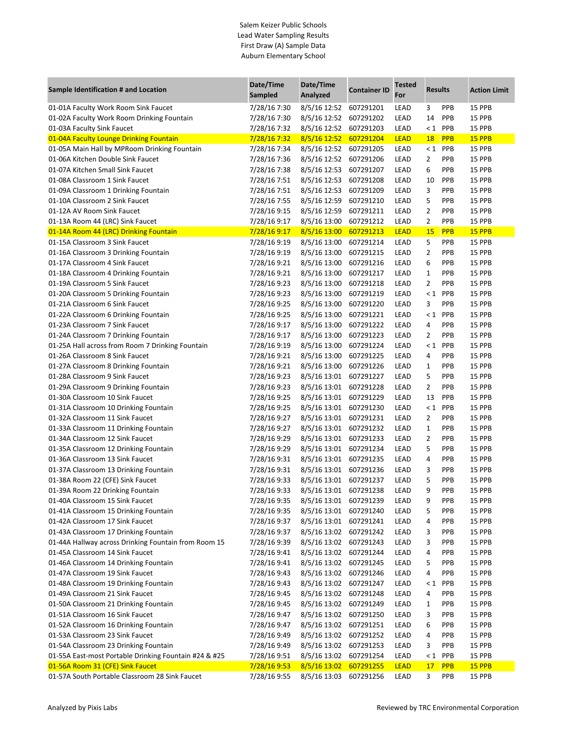Salem Keizer Public Schools
Lead Water Sampling Results
First Draw (A) Sample Data
Auburn Elementary School

| Sample Identification # and Location | Date/Time Sampled | Date/Time Analyzed | Container ID | Tested For | Results | | Action Limit |
|---|---|---|---|---|---|---|---|
| 01-01A Faculty Work Room Sink Faucet | 7/28/16 7:30 | 8/5/16 12:52 | 607291201 | LEAD | 3 | PPB | 15 PPB |
| 01-02A Faculty Work Room Drinking Fountain | 7/28/16 7:30 | 8/5/16 12:52 | 607291202 | LEAD | 14 | PPB | 15 PPB |
| 01-03A Faculty Sink Faucet | 7/28/16 7:32 | 8/5/16 12:52 | 607291203 | LEAD | < 1 | PPB | 15 PPB |
| 01-04A Faculty Lounge Drinking Fountain | 7/28/16 7:32 | 8/5/16 12:52 | 607291204 | LEAD | 18 | PPB | 15 PPB |
| 01-05A Main Hall by MPRoom Drinking Fountain | 7/28/16 7:34 | 8/5/16 12:52 | 607291205 | LEAD | < 1 | PPB | 15 PPB |
| 01-06A Kitchen Double Sink Faucet | 7/28/16 7:36 | 8/5/16 12:52 | 607291206 | LEAD | 2 | PPB | 15 PPB |
| 01-07A Kitchen Small Sink Faucet | 7/28/16 7:38 | 8/5/16 12:53 | 607291207 | LEAD | 6 | PPB | 15 PPB |
| 01-08A Classroom 1 Sink Faucet | 7/28/16 7:51 | 8/5/16 12:53 | 607291208 | LEAD | 10 | PPB | 15 PPB |
| 01-09A Classroom 1 Drinking Fountain | 7/28/16 7:51 | 8/5/16 12:53 | 607291209 | LEAD | 3 | PPB | 15 PPB |
| 01-10A Classroom 2 Sink Faucet | 7/28/16 7:55 | 8/5/16 12:59 | 607291210 | LEAD | 5 | PPB | 15 PPB |
| 01-12A AV Room Sink Faucet | 7/28/16 9:15 | 8/5/16 12:59 | 607291211 | LEAD | 2 | PPB | 15 PPB |
| 01-13A Room 44 (LRC) Sink Faucet | 7/28/16 9:17 | 8/5/16 13:00 | 607291212 | LEAD | 2 | PPB | 15 PPB |
| 01-14A Room 44 (LRC) Drinking Fountain | 7/28/16 9:17 | 8/5/16 13:00 | 607291213 | LEAD | 15 | PPB | 15 PPB |
| 01-15A Classroom 3 Sink Faucet | 7/28/16 9:19 | 8/5/16 13:00 | 607291214 | LEAD | 5 | PPB | 15 PPB |
| 01-16A Classroom 3 Drinking Fountain | 7/28/16 9:19 | 8/5/16 13:00 | 607291215 | LEAD | 2 | PPB | 15 PPB |
| 01-17A Classroom 4 Sink Faucet | 7/28/16 9:21 | 8/5/16 13:00 | 607291216 | LEAD | 6 | PPB | 15 PPB |
| 01-18A Classroom 4 Drinking Fountain | 7/28/16 9:21 | 8/5/16 13:00 | 607291217 | LEAD | 1 | PPB | 15 PPB |
| 01-19A Classroom 5 Sink Faucet | 7/28/16 9:23 | 8/5/16 13:00 | 607291218 | LEAD | 2 | PPB | 15 PPB |
| 01-20A Classroom 5 Drinking Fountain | 7/28/16 9:23 | 8/5/16 13:00 | 607291219 | LEAD | < 1 | PPB | 15 PPB |
| 01-21A Classroom 6 Sink Faucet | 7/28/16 9:25 | 8/5/16 13:00 | 607291220 | LEAD | 3 | PPB | 15 PPB |
| 01-22A Classroom 6 Drinking Fountain | 7/28/16 9:25 | 8/5/16 13:00 | 607291221 | LEAD | < 1 | PPB | 15 PPB |
| 01-23A Classroom 7 Sink Faucet | 7/28/16 9:17 | 8/5/16 13:00 | 607291222 | LEAD | 4 | PPB | 15 PPB |
| 01-24A Classroom 7 Drinking Fountain | 7/28/16 9:17 | 8/5/16 13:00 | 607291223 | LEAD | 2 | PPB | 15 PPB |
| 01-25A Hall across from Room 7 Drinking Fountain | 7/28/16 9:19 | 8/5/16 13:00 | 607291224 | LEAD | < 1 | PPB | 15 PPB |
| 01-26A Classroom 8 Sink Faucet | 7/28/16 9:21 | 8/5/16 13:00 | 607291225 | LEAD | 4 | PPB | 15 PPB |
| 01-27A Classroom 8 Drinking Fountain | 7/28/16 9:21 | 8/5/16 13:00 | 607291226 | LEAD | 1 | PPB | 15 PPB |
| 01-28A Classroom 9 Sink Faucet | 7/28/16 9:23 | 8/5/16 13:01 | 607291227 | LEAD | 5 | PPB | 15 PPB |
| 01-29A Classroom 9 Drinking Fountain | 7/28/16 9:23 | 8/5/16 13:01 | 607291228 | LEAD | 2 | PPB | 15 PPB |
| 01-30A Classroom 10 Sink Faucet | 7/28/16 9:25 | 8/5/16 13:01 | 607291229 | LEAD | 13 | PPB | 15 PPB |
| 01-31A Classroom 10 Drinking Fountain | 7/28/16 9:25 | 8/5/16 13:01 | 607291230 | LEAD | < 1 | PPB | 15 PPB |
| 01-32A Classroom 11 Sink Faucet | 7/28/16 9:27 | 8/5/16 13:01 | 607291231 | LEAD | 2 | PPB | 15 PPB |
| 01-33A Classroom 11 Drinking Fountain | 7/28/16 9:27 | 8/5/16 13:01 | 607291232 | LEAD | 1 | PPB | 15 PPB |
| 01-34A Classroom 12 Sink Faucet | 7/28/16 9:29 | 8/5/16 13:01 | 607291233 | LEAD | 2 | PPB | 15 PPB |
| 01-35A Classroom 12 Drinking Fountain | 7/28/16 9:29 | 8/5/16 13:01 | 607291234 | LEAD | 5 | PPB | 15 PPB |
| 01-36A Classroom 13 Sink Faucet | 7/28/16 9:31 | 8/5/16 13:01 | 607291235 | LEAD | 4 | PPB | 15 PPB |
| 01-37A Classroom 13 Drinking Fountain | 7/28/16 9:31 | 8/5/16 13:01 | 607291236 | LEAD | 3 | PPB | 15 PPB |
| 01-38A Room 22 (CFE) Sink Faucet | 7/28/16 9:33 | 8/5/16 13:01 | 607291237 | LEAD | 5 | PPB | 15 PPB |
| 01-39A Room 22 Drinking Fountain | 7/28/16 9:33 | 8/5/16 13:01 | 607291238 | LEAD | 9 | PPB | 15 PPB |
| 01-40A Classroom 15 Sink Faucet | 7/28/16 9:35 | 8/5/16 13:01 | 607291239 | LEAD | 9 | PPB | 15 PPB |
| 01-41A Classroom 15 Drinking Fountain | 7/28/16 9:35 | 8/5/16 13:01 | 607291240 | LEAD | 5 | PPB | 15 PPB |
| 01-42A Classroom 17 Sink Faucet | 7/28/16 9:37 | 8/5/16 13:01 | 607291241 | LEAD | 4 | PPB | 15 PPB |
| 01-43A Classroom 17 Drinking Fountain | 7/28/16 9:37 | 8/5/16 13:02 | 607291242 | LEAD | 3 | PPB | 15 PPB |
| 01-44A Hallway across Drinking Fountain from Room 15 | 7/28/16 9:39 | 8/5/16 13:02 | 607291243 | LEAD | 3 | PPB | 15 PPB |
| 01-45A Classroom 14 Sink Faucet | 7/28/16 9:41 | 8/5/16 13:02 | 607291244 | LEAD | 4 | PPB | 15 PPB |
| 01-46A Classroom 14 Drinking Fountain | 7/28/16 9:41 | 8/5/16 13:02 | 607291245 | LEAD | 5 | PPB | 15 PPB |
| 01-47A Classroom 19 Sink Faucet | 7/28/16 9:43 | 8/5/16 13:02 | 607291246 | LEAD | 4 | PPB | 15 PPB |
| 01-48A Classroom 19 Drinking Fountain | 7/28/16 9:43 | 8/5/16 13:02 | 607291247 | LEAD | < 1 | PPB | 15 PPB |
| 01-49A Classroom 21 Sink Faucet | 7/28/16 9:45 | 8/5/16 13:02 | 607291248 | LEAD | 4 | PPB | 15 PPB |
| 01-50A Classroom 21 Drinking Fountain | 7/28/16 9:45 | 8/5/16 13:02 | 607291249 | LEAD | 1 | PPB | 15 PPB |
| 01-51A Classroom 16 Sink Faucet | 7/28/16 9:47 | 8/5/16 13:02 | 607291250 | LEAD | 3 | PPB | 15 PPB |
| 01-52A Classroom 16 Drinking Fountain | 7/28/16 9:47 | 8/5/16 13:02 | 607291251 | LEAD | 6 | PPB | 15 PPB |
| 01-53A Classroom 23 Sink Faucet | 7/28/16 9:49 | 8/5/16 13:02 | 607291252 | LEAD | 4 | PPB | 15 PPB |
| 01-54A Classroom 23 Drinking Fountain | 7/28/16 9:49 | 8/5/16 13:02 | 607291253 | LEAD | 3 | PPB | 15 PPB |
| 01-55A East-most Portable Drinking Fountain #24 & #25 | 7/28/16 9:51 | 8/5/16 13:02 | 607291254 | LEAD | < 1 | PPB | 15 PPB |
| 01-56A Room 31 (CFE) Sink Faucet | 7/28/16 9:53 | 8/5/16 13:02 | 607291255 | LEAD | 17 | PPB | 15 PPB |
| 01-57A South Portable Classroom 28 Sink Faucet | 7/28/16 9:55 | 8/5/16 13:03 | 607291256 | LEAD | 3 | PPB | 15 PPB |

Analyzed by Pixis Labs

Reviewed by TRC Environmental Corporation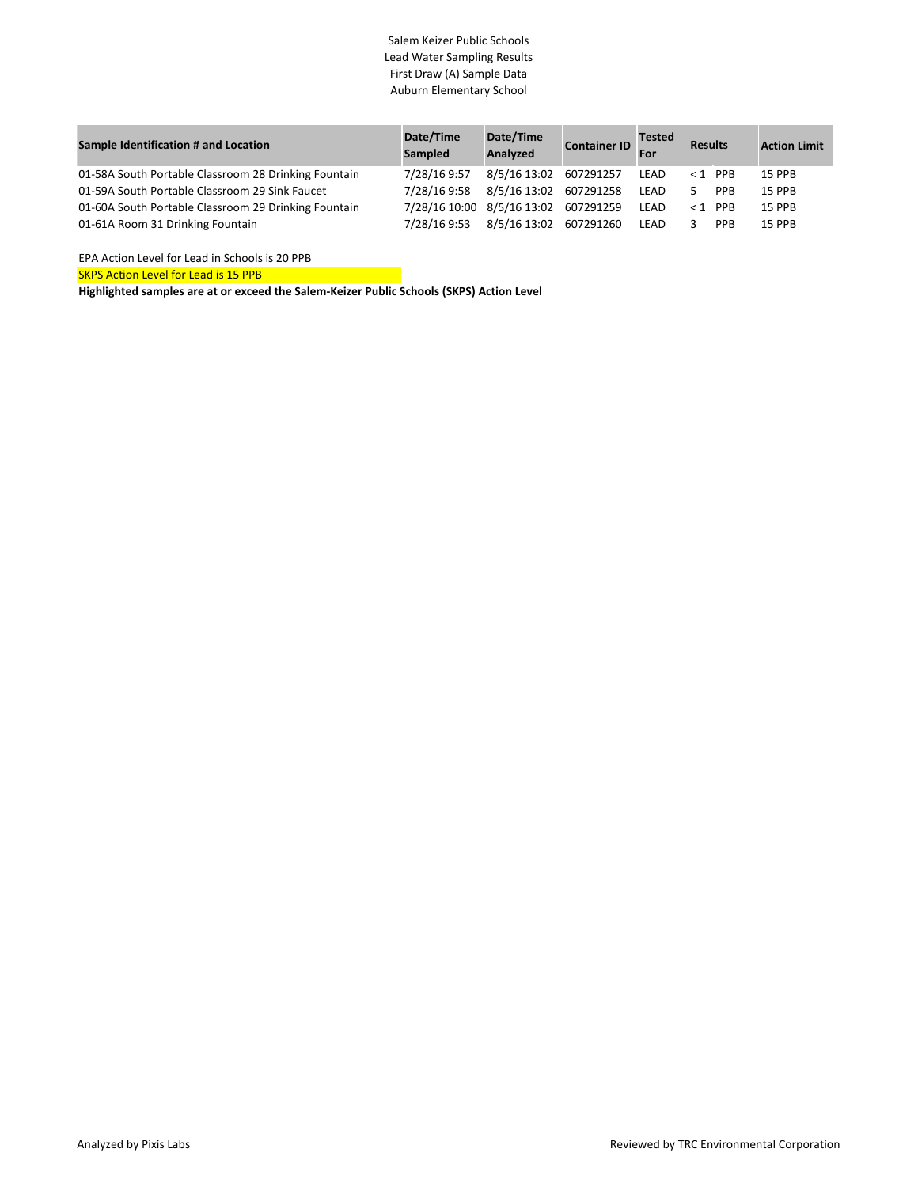Salem Keizer Public Schools
Lead Water Sampling Results
First Draw (A) Sample Data
Auburn Elementary School

| Sample Identification # and Location | Date/Time Sampled | Date/Time Analyzed | Container ID | Tested For | Results | Action Limit |
|---|---|---|---|---|---|---|
| 01-58A South Portable Classroom 28 Drinking Fountain | 7/28/16 9:57 | 8/5/16 13:02 | 607291257 | LEAD | < 1 PPB | 15 PPB |
| 01-59A South Portable Classroom 29 Sink Faucet | 7/28/16 9:58 | 8/5/16 13:02 | 607291258 | LEAD | 5 PPB | 15 PPB |
| 01-60A South Portable Classroom 29 Drinking Fountain | 7/28/16 10:00 | 8/5/16 13:02 | 607291259 | LEAD | < 1 PPB | 15 PPB |
| 01-61A Room 31 Drinking Fountain | 7/28/16 9:53 | 8/5/16 13:02 | 607291260 | LEAD | 3 PPB | 15 PPB |

EPA Action Level for Lead in Schools is 20 PPB

SKPS Action Level for Lead is 15 PPB

**Highlighted samples are at or exceed the Salem-Keizer Public Schools (SKPS) Action Level**

Analyzed by Pixis Labs

Reviewed by TRC Environmental Corporation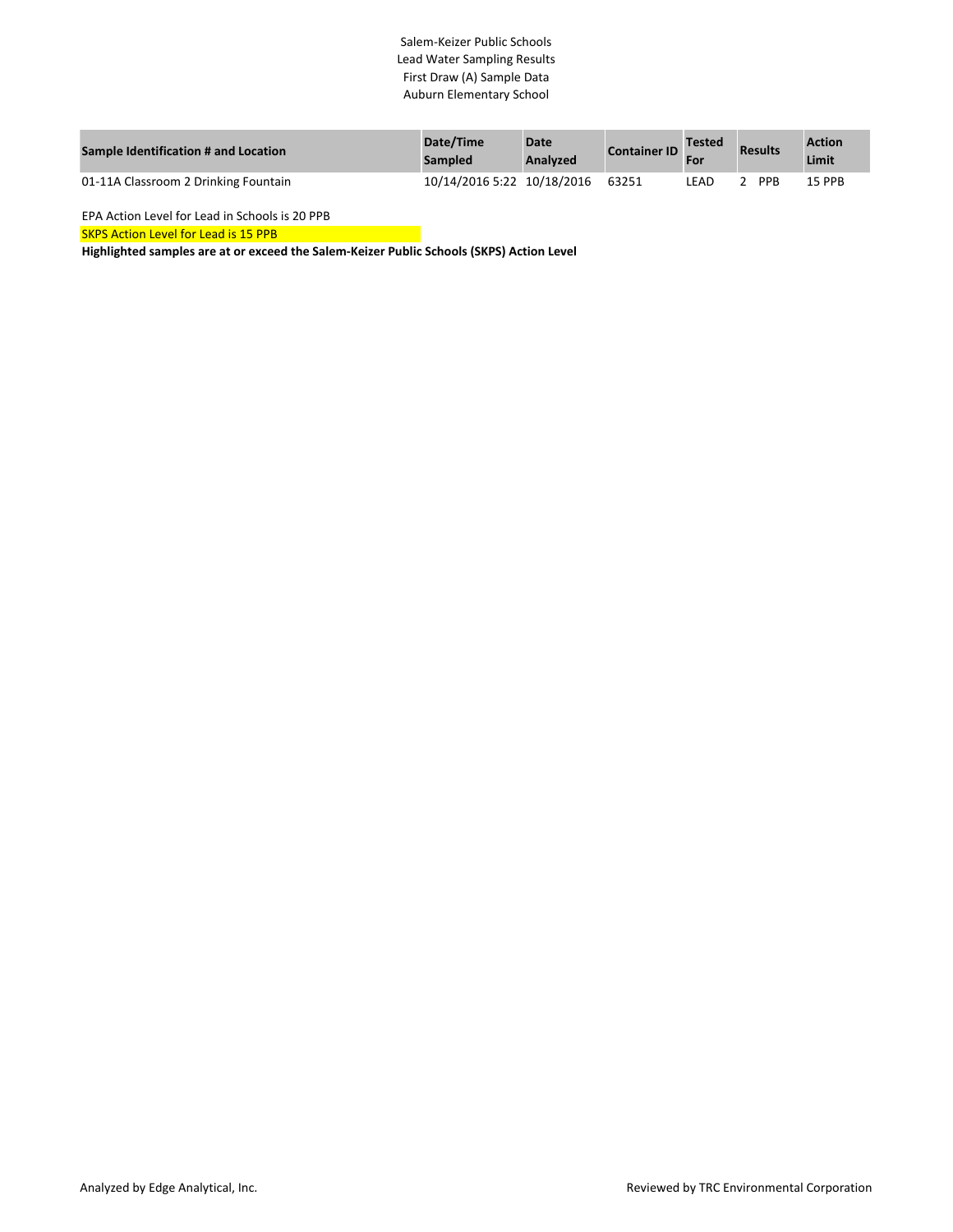Salem-Keizer Public Schools
Lead Water Sampling Results
First Draw (A) Sample Data
Auburn Elementary School

| Sample Identification # and Location | Date/Time Sampled | Date Analyzed | Container ID | Tested For | Results | Action Limit |
|---|---|---|---|---|---|---|
| 01-11A Classroom 2 Drinking Fountain | 10/14/2016 5:22 | 10/18/2016 | 63251 | LEAD | 2 PPB | 15 PPB |

EPA Action Level for Lead in Schools is 20 PPB

SKPS Action Level for Lead is 15 PPB

**Highlighted samples are at or exceed the Salem-Keizer Public Schools (SKPS) Action Level**

Analyzed by Edge Analytical, Inc.

Reviewed by TRC Environmental Corporation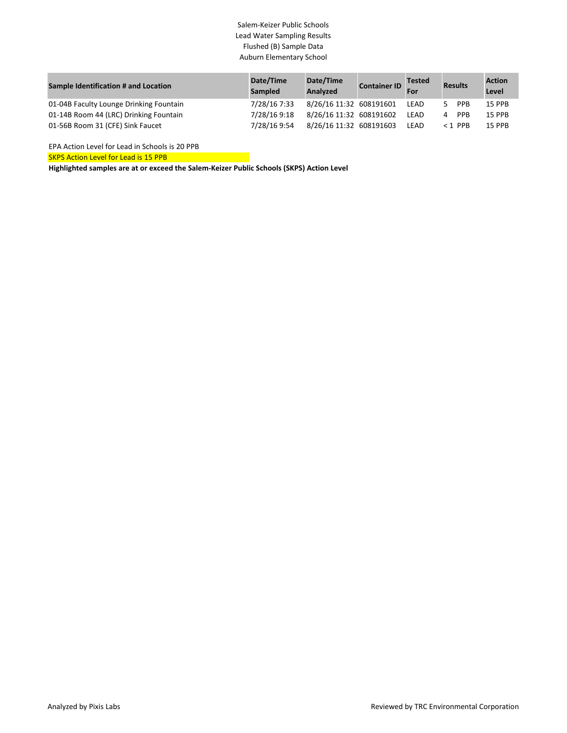Salem-Keizer Public Schools
Lead Water Sampling Results
Flushed (B) Sample Data
Auburn Elementary School

| Sample Identification # and Location | Date/Time Sampled | Date/Time Analyzed | Container ID | Tested For | Results | Action Level |
|---|---|---|---|---|---|---|
| 01-04B Faculty Lounge Drinking Fountain | 7/28/16 7:33 | 8/26/16 11:32 | 608191601 | LEAD | 5 PPB | 15 PPB |
| 01-14B Room 44 (LRC) Drinking Fountain | 7/28/16 9:18 | 8/26/16 11:32 | 608191602 | LEAD | 4 PPB | 15 PPB |
| 01-56B Room 31 (CFE) Sink Faucet | 7/28/16 9:54 | 8/26/16 11:32 | 608191603 | LEAD | < 1 PPB | 15 PPB |

EPA Action Level for Lead in Schools is 20 PPB

SKPS Action Level for Lead is 15 PPB

**Highlighted samples are at or exceed the Salem-Keizer Public Schools (SKPS) Action Level**

Analyzed by Pixis Labs

Reviewed by TRC Environmental Corporation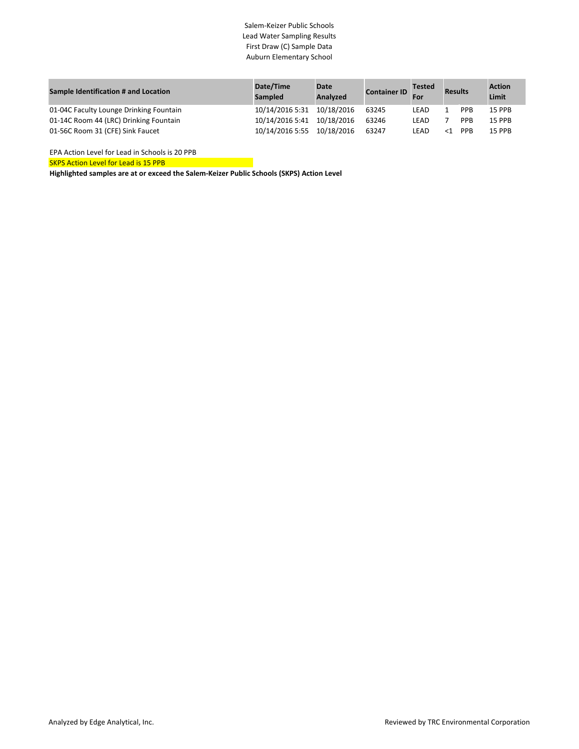Salem-Keizer Public Schools
Lead Water Sampling Results
First Draw (C) Sample Data
Auburn Elementary School

| Sample Identification # and Location | Date/Time Sampled | Date Analyzed | Container ID | Tested For | Results | | Action Limit |
|---|---|---|---|---|---|---|---|
| 01-04C Faculty Lounge Drinking Fountain | 10/14/2016 5:31 | 10/18/2016 | 63245 | LEAD | 1 | PPB | 15 PPB |
| 01-14C Room 44 (LRC) Drinking Fountain | 10/14/2016 5:41 | 10/18/2016 | 63246 | LEAD | 7 | PPB | 15 PPB |
| 01-56C Room 31 (CFE) Sink Faucet | 10/14/2016 5:55 | 10/18/2016 | 63247 | LEAD | <1 | PPB | 15 PPB |

EPA Action Level for Lead in Schools is 20 PPB

SKPS Action Level for Lead is 15 PPB

**Highlighted samples are at or exceed the Salem-Keizer Public Schools (SKPS) Action Level**

Analyzed by Edge Analytical, Inc.

Reviewed by TRC Environmental Corporation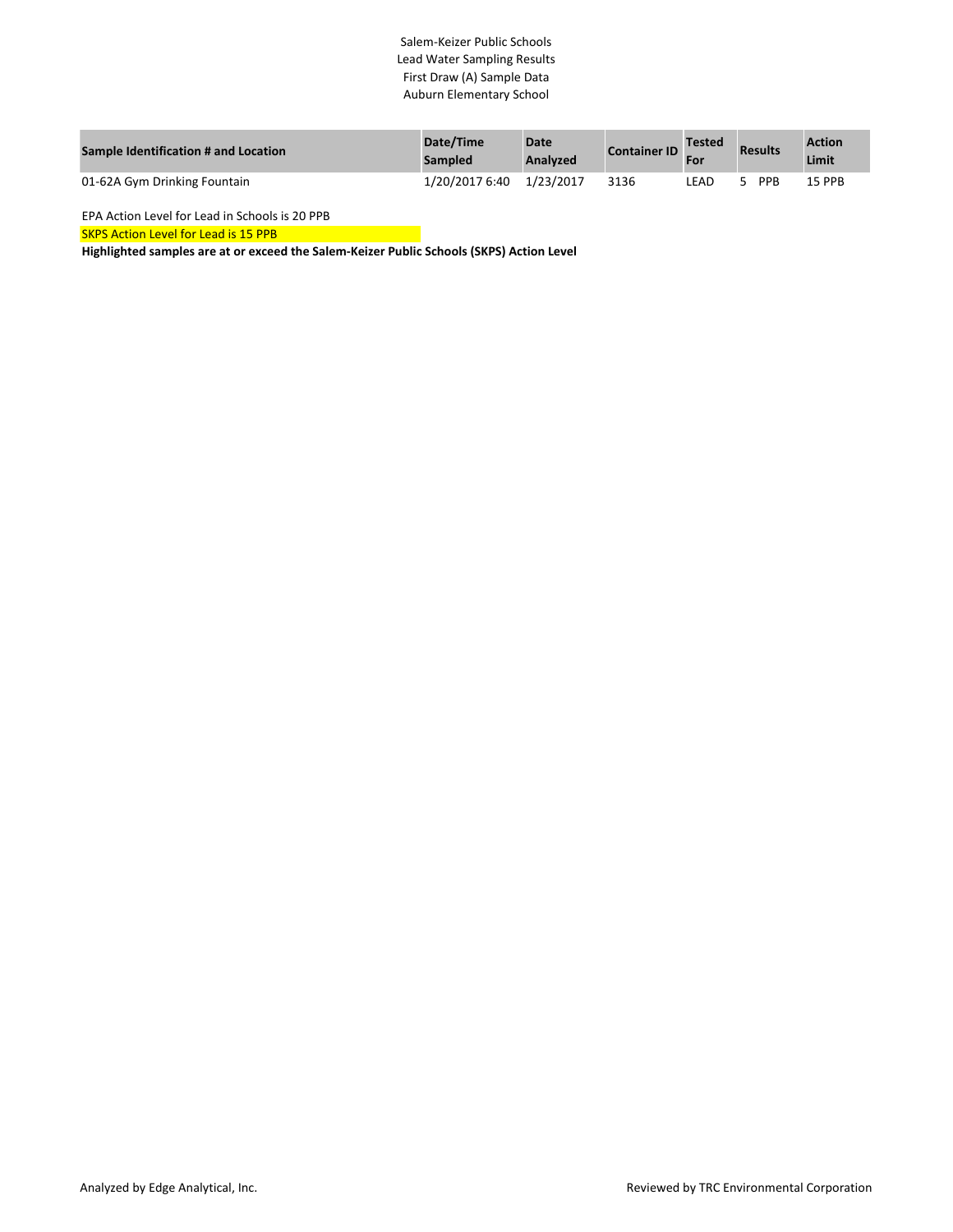Salem-Keizer Public Schools
Lead Water Sampling Results
First Draw (A) Sample Data
Auburn Elementary School

| Sample Identification # and Location | Date/Time Sampled | Date Analyzed | Container ID | Tested For | Results | Action Limit |
|---|---|---|---|---|---|---|
| 01-62A Gym Drinking Fountain | 1/20/2017 6:40 | 1/23/2017 | 3136 | LEAD | 5 PPB | 15 PPB |

EPA Action Level for Lead in Schools is 20 PPB

SKPS Action Level for Lead is 15 PPB

**Highlighted samples are at or exceed the Salem-Keizer Public Schools (SKPS) Action Level**

Analyzed by Edge Analytical, Inc.

Reviewed by TRC Environmental Corporation